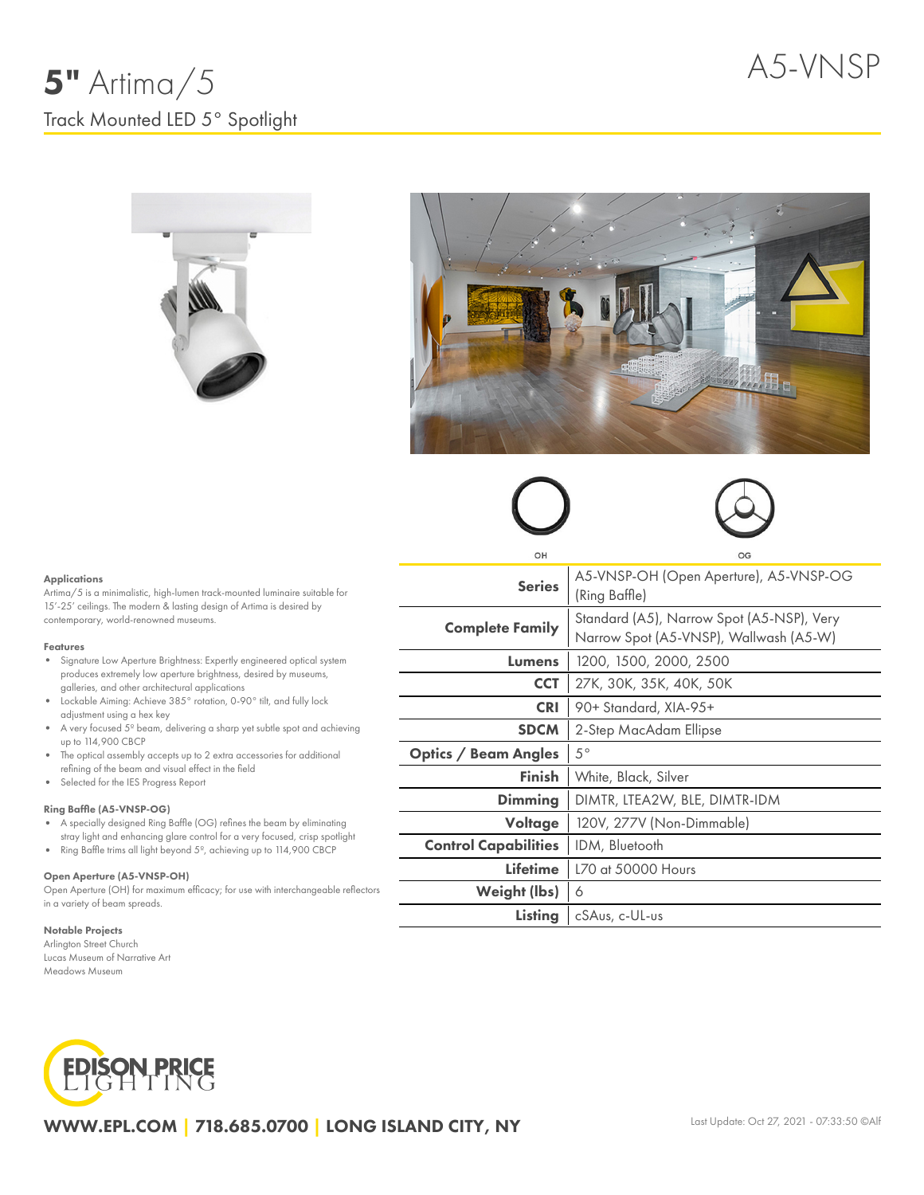# **5"** Artima/5

A5-VNSP

Track Mounted LED 5° Spotlight

OH OG

| | |
|---|---|
| **Series** | A5-VNSP-OH (Open Aperture), A5-VNSP-OG (Ring Baffle) |
| **Complete Family** | Standard (A5), Narrow Spot (A5-NSP), Very Narrow Spot (A5-VNSP), Wallwash (A5-W) |
| **Lumens** | 1200, 1500, 2000, 2500 |
| **CCT** | 27K, 30K, 35K, 40K, 50K |
| **CRI** | 90+ Standard, XIA-95+ |
| **SDCM** | 2-Step MacAdam Ellipse |
| **Optics / Beam Angles** | 5° |
| **Finish** | White, Black, Silver |
| **Dimming** | DIMTR, LTEA2W, BLE, DIMTR-IDM |
| **Voltage** | 120V, 277V (Non-Dimmable) |
| **Control Capabilities** | IDM, Bluetooth |
| **Lifetime** | L70 at 50000 Hours |
| **Weight (lbs)** | 6 |
| **Listing** | cSAus, c-UL-us |

#### Applications

Artima/5 is a minimalistic, high-lumen track-mounted luminaire suitable for 15'-25' ceilings. The modern & lasting design of Artima is desired by contemporary, world-renowned museums.

#### Features

- Signature Low Aperture Brightness: Expertly engineered optical system produces extremely low aperture brightness, desired by museums, galleries, and other architectural applications
- Lockable Aiming: Achieve 385° rotation, 0-90° tilt, and fully lock adjustment using a hex key
- A very focused 5° beam, delivering a sharp yet subtle spot and achieving up to 114,900 CBCP
- The optical assembly accepts up to 2 extra accessories for additional refining of the beam and visual effect in the field
- Selected for the IES Progress Report

#### Ring Baffle (A5-VNSP-OG)

- A specially designed Ring Baffle (OG) refines the beam by eliminating stray light and enhancing glare control for a very focused, crisp spotlight
- Ring Baffle trims all light beyond 5º, achieving up to 114,900 CBCP

#### Open Aperture (A5-VNSP-OH)

Open Aperture (OH) for maximum efficacy; for use with interchangeable reflectors in a variety of beam spreads.

#### Notable Projects

Arlington Street Church
Lucas Museum of Narrative Art
Meadows Museum

EDISON PRICE LIGHTING

**WWW.EPL.COM | 718.685.0700 | LONG ISLAND CITY, NY**

Last Update: Oct 27, 2021 - 07:33:50 ©Alf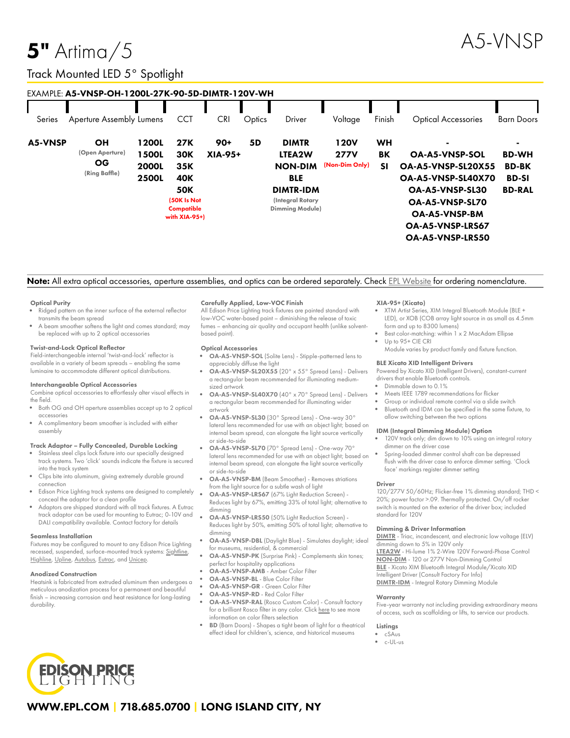# 5" Artima/5

# A5-VNSP

## Track Mounted LED 5° Spotlight

EXAMPLE: **A5-VNSP-OH-1200L-27K-90-5D-DIMTR-120V-WH**

| Series | Aperture Assembly | Lumens | CCT | CRI | Optics | Driver | Voltage | Finish | Optical Accessories | Barn Doors |
|---|---|---|---|---|---|---|---|---|---|---|
| **A5-VNSP** | **OH** (Open Aperture) | **1200L** | **27K** | **90+** | **5D** | **DIMTR** | **120V** | **WH** | - | - |
| | **OG** (Ring Baffle) | **1500L** | **30K** | **XIA-95+** | | **LTEA2W** | **277V** (Non-Dim Only) | **BK** | **OA-A5-VNSP-SOL** | **BD-WH** |
| | | **2000L** | **35K** | | | **NON-DIM** | | **SI** | **OA-A5-VNSP-SL20X55** | **BD-BK** |
| | | **2500L** | **40K** | | | **BLE** | | | **OA-A5-VNSP-SL40X70** | **BD-SI** |
| | | | **50K** (50K Is Not Compatible with XIA-95+) | | | **DIMTR-IDM** (Integral Rotary Dimming Module) | | | **OA-A5-VNSP-SL30** | **BD-RAL** |
| | | | | | | | | | **OA-A5-VNSP-SL70** | |
| | | | | | | | | | **OA-A5-VNSP-BM** | |
| | | | | | | | | | **OA-A5-VNSP-LRS67** | |
| | | | | | | | | | **OA-A5-VNSP-LRS50** | |

**Note:** All extra optical accessories, aperture assemblies, and optics can be ordered separately. Check EPL Website for ordering nomenclature.

#### Optical Purity
- Ridged pattern on the inner surface of the external reflector transmits the beam spread
- A beam smoother softens the light and comes standard; may be replaced with up to 2 optical accessories

#### Twist-and-Lock Optical Reflector
Field-interchangeable internal 'twist-and-lock' reflector is available in a variety of beam spreads – enabling the same luminaire to accommodate different optical distributions.

#### Interchangeable Optical Accessories
Combine optical accessories to effortlessly alter visual effects in the field.
- Both OG and OH aperture assemblies accept up to 2 optical accessories
- A complimentary beam smoother is included with either assembly

#### Track Adaptor – Fully Concealed, Durable Locking
- Stainless steel clips lock fixture into our specially designed track systems. Two 'click' sounds indicate the fixture is secured into the track system
- Clips bite into aluminum, giving extremely durable ground connection
- Edison Price Lighting track systems are designed to completely conceal the adaptor for a clean profile
- Adaptors are shipped standard with all track fixtures. A Eutrac track adaptor can be used for mounting to Eutrac; 0-10V and DALI compatibility available. Contact factory for details

#### Seamless Installation
Fixtures may be configured to mount to any Edison Price Lighting recessed, suspended, surface-mounted track systems: Sightline, Highline, Upline, Autobus, Eutrac, and Unicep.

#### Anodized Construction
Heatsink is fabricated from extruded aluminum then undergoes a meticulous anodization process for a permanent and beautiful finish – increasing corrosion and heat resistance for long-lasting durability.

#### Carefully Applied, Low-VOC Finish
All Edison Price Lighting track fixtures are painted standard with low-VOC water-based paint – diminishing the release of toxic fumes – enhancing air quality and occupant health (unlike solvent-based paint).

#### Optical Accessories
- **OA-A5-VNSP-SOL** (Solite Lens) - Stipple-patterned lens to appreciably diffuse the light
- **OA-A5-VNSP-SL20X55** (20° x 55° Spread Lens) - Delivers a rectangular beam recommended for illuminating medium-sized artwork
- **OA-A5-VNSP-SL40X70** (40° x 70° Spread Lens) - Delivers a rectangular beam recommended for illuminating wider artwork
- **OA-A5-VNSP-SL30** (30° Spread Lens) - One-way 30° lateral lens recommended for use with an object light; based on internal beam spread, can elongate the light source vertically or side-to-side
- **OA-A5-VNSP-SL70** (70° Spread Lens) - One-way 70° lateral lens recommended for use with an object light; based on internal beam spread, can elongate the light source vertically or side-to-side
- **OA-A5-VNSP-BM** (Beam Smoother) - Removes striations from the light source for a subtle wash of light
- **OA-A5-VNSP-LRS67** (67% Light Reduction Screen) - Reduces light by 67%, emitting 33% of total light; alternative to dimming
- **OA-A5-VNSP-LRS50** (50% Light Reduction Screen) - Reduces light by 50%, emitting 50% of total light; alternative to dimming
- **OA-A5-VNSP-DBL** (Daylight Blue) - Simulates daylight; ideal for museums, residential, & commercial
- **OA-A5-VNSP-PK** (Surprise Pink) - Complements skin tones; perfect for hospitality applications
- **OA-A5-VNSP-AMB** - Amber Color Filter
- **OA-A5-VNSP-BL** - Blue Color Filter
- **OA-A5-VNSP-GR** - Green Color Filter
- **OA-A5-VNSP-RD** - Red Color Filter
- **OA-A5-VNSP-RAL** (Rosco Custom Color) - Consult factory for a brilliant Rosco filter in any color. Click here to see more information on color filters selection
- **BD** (Barn Doors) - Shapes a tight beam of light for a theatrical effect ideal for children's, science, and historical museums

#### XIA-95+ (Xicato)
- XTM Artist Series, XIM Integral Bluetooth Module (BLE + LED), or XOB (COB array light source in as small as 4.5mm form and up to 8300 lumens)
- Best color-matching: within 1 x 2 MacAdam Ellipse
- Up to 95+ CIE CRI
  Module varies by product family and fixture function.

#### BLE Xicato XID Intelligent Drivers
Powered by Xicato XID (Intelligent Drivers), constant-current drivers that enable Bluetooth controls.
- Dimmable down to 0.1%
- Meets IEEE 1789 recommendations for flicker
- Group or individual remote control via a slide switch
- Bluetooth and IDM can be specified in the same fixture, to allow switching between the two options

#### IDM (Integral Dimming Module) Option
- 120V track only; dim down to 10% using an integral rotary dimmer on the driver case
- Spring-loaded dimmer control shaft can be depressed flush with the driver case to enforce dimmer setting. 'Clock face' markings register dimmer setting

#### Driver
120/277V 50/60Hz; Flicker-free 1% dimming standard; THD < 20%; power factor >.09. Thermally protected. On/off rocker switch is mounted on the exterior of the driver box; included standard for 120V

#### Dimming & Driver Information
**DIMTR** - Triac, incandescent, and electronic low voltage (ELV) dimming down to 5% in 120V only
**LTEA2W** - Hi-lume 1% 2-Wire 120V Forward-Phase Control
**NON-DIM** - 120 or 277V Non-Dimming Control
**BLE** - Xicato XIM Bluetooth Integral Module/Xicato XID Intelligent Driver (Consult Factory For Info)
**DIMTR-IDM** - Integral Rotary Dimming Module

#### Warranty
Five-year warranty not including providing extraordinary means of access, such as scaffolding or lifts, to service our products.

#### Listings
- cSAus
- c-UL-us

**WWW.EPL.COM | 718.685.0700 | LONG ISLAND CITY, NY**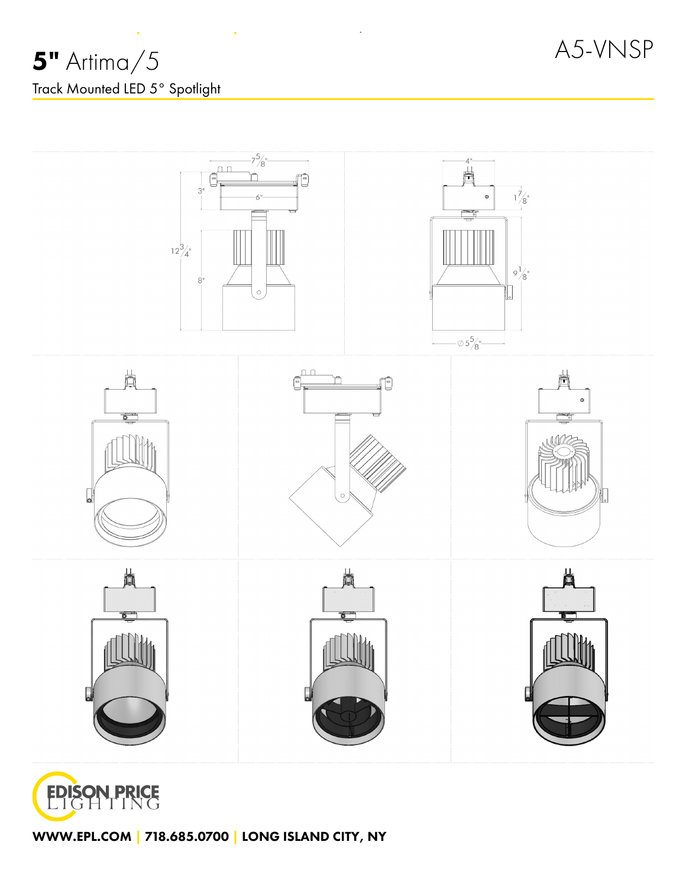# **5"** Artima/5

Track Mounted LED 5° Spotlight

A5-VNSP

7 5/8"

6"

3"

12 3/4"

8"

4"

1 7/8"

9 1/8"

∅5 5/8"

**WWW.EPL.COM | 718.685.0700 | LONG ISLAND CITY, NY**